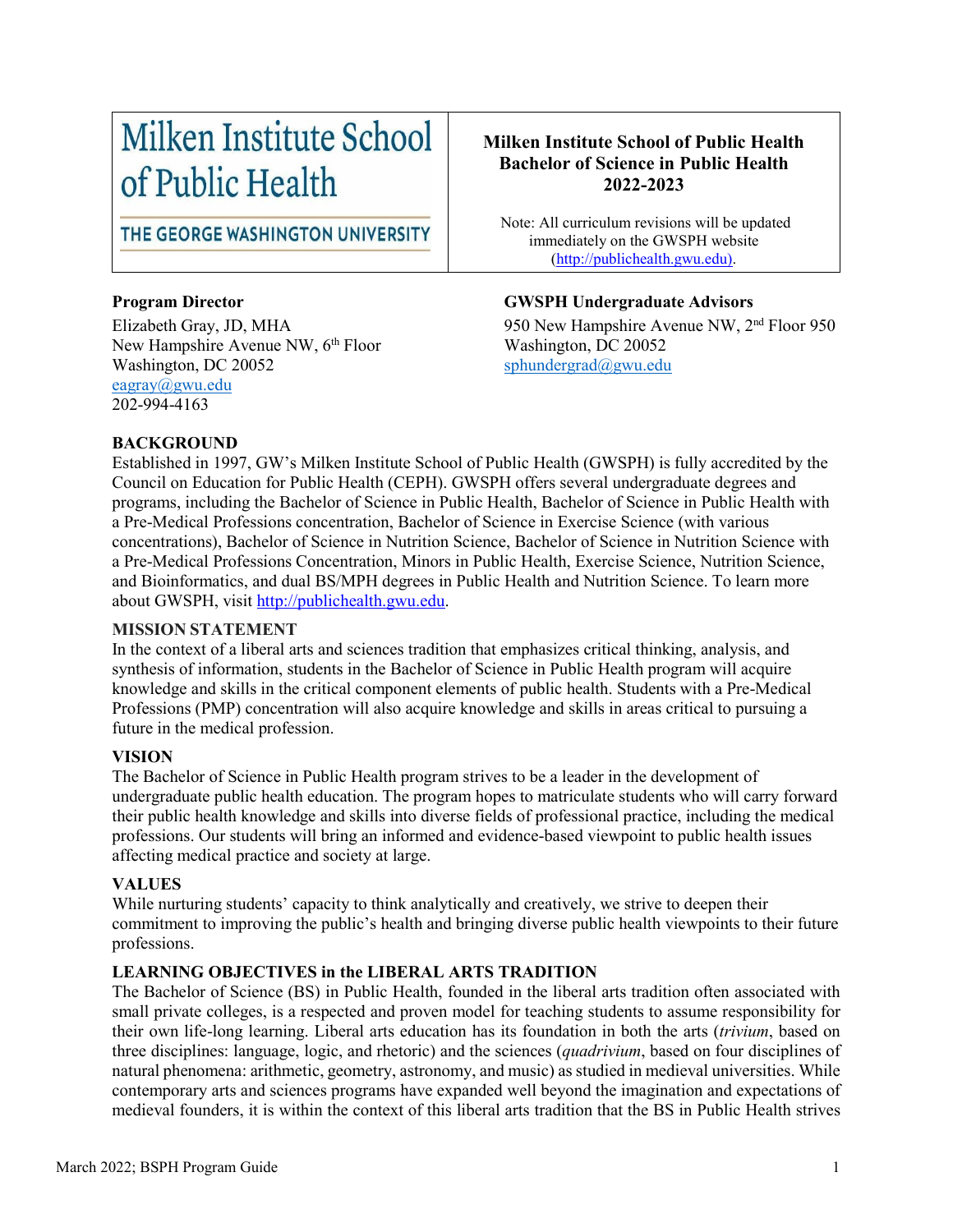| Milken Institute School of Public Health<br>THE GEORGE WASHINGTON UNIVERSITY | **Milken Institute School of Public Health**<br>**Bachelor of Science in Public Health**<br>**2022-2023**<br><br>Note: All curriculum revisions will be updated immediately on the GWSPH website (http://publichealth.gwu.edu). |
|---|---|

**Program Director**
Elizabeth Gray, JD, MHA
New Hampshire Avenue NW, 6th Floor
Washington, DC 20052
eagray@gwu.edu
202-994-4163

**GWSPH Undergraduate Advisors**
950 New Hampshire Avenue NW, 2nd Floor 950
Washington, DC 20052
sphundergrad@gwu.edu

## BACKGROUND

Established in 1997, GW's Milken Institute School of Public Health (GWSPH) is fully accredited by the Council on Education for Public Health (CEPH). GWSPH offers several undergraduate degrees and programs, including the Bachelor of Science in Public Health, Bachelor of Science in Public Health with a Pre-Medical Professions concentration, Bachelor of Science in Exercise Science (with various concentrations), Bachelor of Science in Nutrition Science, Bachelor of Science in Nutrition Science with a Pre-Medical Professions Concentration, Minors in Public Health, Exercise Science, Nutrition Science, and Bioinformatics, and dual BS/MPH degrees in Public Health and Nutrition Science. To learn more about GWSPH, visit http://publichealth.gwu.edu.

## MISSION STATEMENT

In the context of a liberal arts and sciences tradition that emphasizes critical thinking, analysis, and synthesis of information, students in the Bachelor of Science in Public Health program will acquire knowledge and skills in the critical component elements of public health. Students with a Pre-Medical Professions (PMP) concentration will also acquire knowledge and skills in areas critical to pursuing a future in the medical profession.

## VISION

The Bachelor of Science in Public Health program strives to be a leader in the development of undergraduate public health education. The program hopes to matriculate students who will carry forward their public health knowledge and skills into diverse fields of professional practice, including the medical professions. Our students will bring an informed and evidence-based viewpoint to public health issues affecting medical practice and society at large.

## VALUES

While nurturing students' capacity to think analytically and creatively, we strive to deepen their commitment to improving the public's health and bringing diverse public health viewpoints to their future professions.

## LEARNING OBJECTIVES in the LIBERAL ARTS TRADITION

The Bachelor of Science (BS) in Public Health, founded in the liberal arts tradition often associated with small private colleges, is a respected and proven model for teaching students to assume responsibility for their own life-long learning. Liberal arts education has its foundation in both the arts (*trivium*, based on three disciplines: language, logic, and rhetoric) and the sciences (*quadrivium*, based on four disciplines of natural phenomena: arithmetic, geometry, astronomy, and music) as studied in medieval universities. While contemporary arts and sciences programs have expanded well beyond the imagination and expectations of medieval founders, it is within the context of this liberal arts tradition that the BS in Public Health strives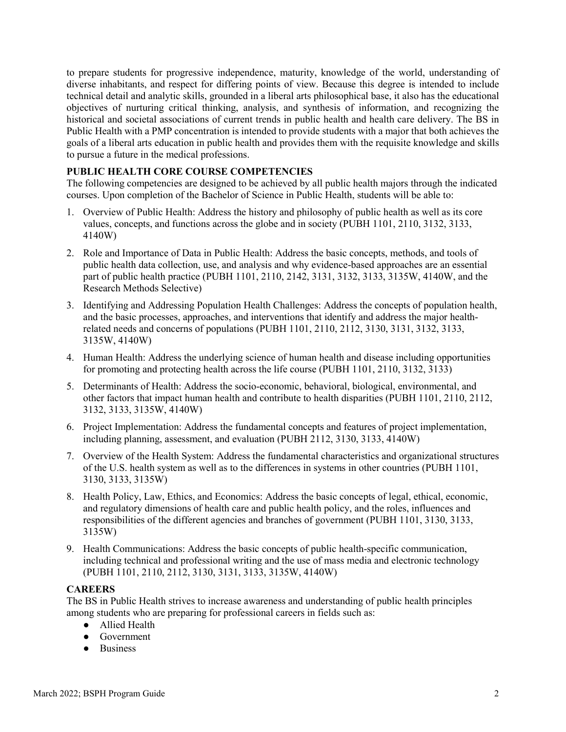to prepare students for progressive independence, maturity, knowledge of the world, understanding of diverse inhabitants, and respect for differing points of view. Because this degree is intended to include technical detail and analytic skills, grounded in a liberal arts philosophical base, it also has the educational objectives of nurturing critical thinking, analysis, and synthesis of information, and recognizing the historical and societal associations of current trends in public health and health care delivery. The BS in Public Health with a PMP concentration is intended to provide students with a major that both achieves the goals of a liberal arts education in public health and provides them with the requisite knowledge and skills to pursue a future in the medical professions.

### PUBLIC HEALTH CORE COURSE COMPETENCIES

The following competencies are designed to be achieved by all public health majors through the indicated courses. Upon completion of the Bachelor of Science in Public Health, students will be able to:

1. Overview of Public Health: Address the history and philosophy of public health as well as its core values, concepts, and functions across the globe and in society (PUBH 1101, 2110, 3132, 3133, 4140W)
2. Role and Importance of Data in Public Health: Address the basic concepts, methods, and tools of public health data collection, use, and analysis and why evidence-based approaches are an essential part of public health practice (PUBH 1101, 2110, 2142, 3131, 3132, 3133, 3135W, 4140W, and the Research Methods Selective)
3. Identifying and Addressing Population Health Challenges: Address the concepts of population health, and the basic processes, approaches, and interventions that identify and address the major health-related needs and concerns of populations (PUBH 1101, 2110, 2112, 3130, 3131, 3132, 3133, 3135W, 4140W)
4. Human Health: Address the underlying science of human health and disease including opportunities for promoting and protecting health across the life course (PUBH 1101, 2110, 3132, 3133)
5. Determinants of Health: Address the socio-economic, behavioral, biological, environmental, and other factors that impact human health and contribute to health disparities (PUBH 1101, 2110, 2112, 3132, 3133, 3135W, 4140W)
6. Project Implementation: Address the fundamental concepts and features of project implementation, including planning, assessment, and evaluation (PUBH 2112, 3130, 3133, 4140W)
7. Overview of the Health System: Address the fundamental characteristics and organizational structures of the U.S. health system as well as to the differences in systems in other countries (PUBH 1101, 3130, 3133, 3135W)
8. Health Policy, Law, Ethics, and Economics: Address the basic concepts of legal, ethical, economic, and regulatory dimensions of health care and public health policy, and the roles, influences and responsibilities of the different agencies and branches of government (PUBH 1101, 3130, 3133, 3135W)
9. Health Communications: Address the basic concepts of public health-specific communication, including technical and professional writing and the use of mass media and electronic technology (PUBH 1101, 2110, 2112, 3130, 3131, 3133, 3135W, 4140W)

### CAREERS

The BS in Public Health strives to increase awareness and understanding of public health principles among students who are preparing for professional careers in fields such as:

- Allied Health
- Government
- Business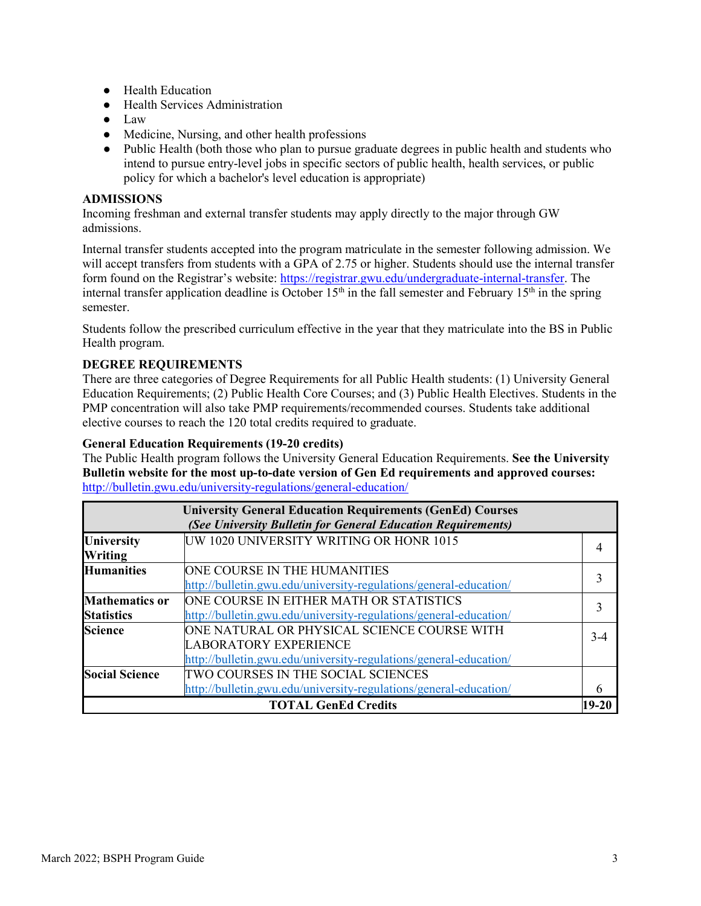- Health Education
- Health Services Administration
- Law
- Medicine, Nursing, and other health professions
- Public Health (both those who plan to pursue graduate degrees in public health and students who intend to pursue entry-level jobs in specific sectors of public health, health services, or public policy for which a bachelor's level education is appropriate)

**ADMISSIONS**

Incoming freshman and external transfer students may apply directly to the major through GW admissions.

Internal transfer students accepted into the program matriculate in the semester following admission. We will accept transfers from students with a GPA of 2.75 or higher. Students should use the internal transfer form found on the Registrar's website: https://registrar.gwu.edu/undergraduate-internal-transfer. The internal transfer application deadline is October 15th in the fall semester and February 15th in the spring semester.

Students follow the prescribed curriculum effective in the year that they matriculate into the BS in Public Health program.

**DEGREE REQUIREMENTS**

There are three categories of Degree Requirements for all Public Health students: (1) University General Education Requirements; (2) Public Health Core Courses; and (3) Public Health Electives. Students in the PMP concentration will also take PMP requirements/recommended courses. Students take additional elective courses to reach the 120 total credits required to graduate.

**General Education Requirements (19-20 credits)**

The Public Health program follows the University General Education Requirements. **See the University Bulletin website for the most up-to-date version of Gen Ed requirements and approved courses:** http://bulletin.gwu.edu/university-regulations/general-education/

| **University General Education Requirements (GenEd) Courses** *(See University Bulletin for General Education Requirements)* | | |
|---|---|---|
| **University Writing** | UW 1020 UNIVERSITY WRITING OR HONR 1015 | 4 |
| **Humanities** | ONE COURSE IN THE HUMANITIES http://bulletin.gwu.edu/university-regulations/general-education/ | 3 |
| **Mathematics or Statistics** | ONE COURSE IN EITHER MATH OR STATISTICS http://bulletin.gwu.edu/university-regulations/general-education/ | 3 |
| **Science** | ONE NATURAL OR PHYSICAL SCIENCE COURSE WITH LABORATORY EXPERIENCE http://bulletin.gwu.edu/university-regulations/general-education/ | 3-4 |
| **Social Science** | TWO COURSES IN THE SOCIAL SCIENCES http://bulletin.gwu.edu/university-regulations/general-education/ | 6 |
| **TOTAL GenEd Credits** | | **19-20** |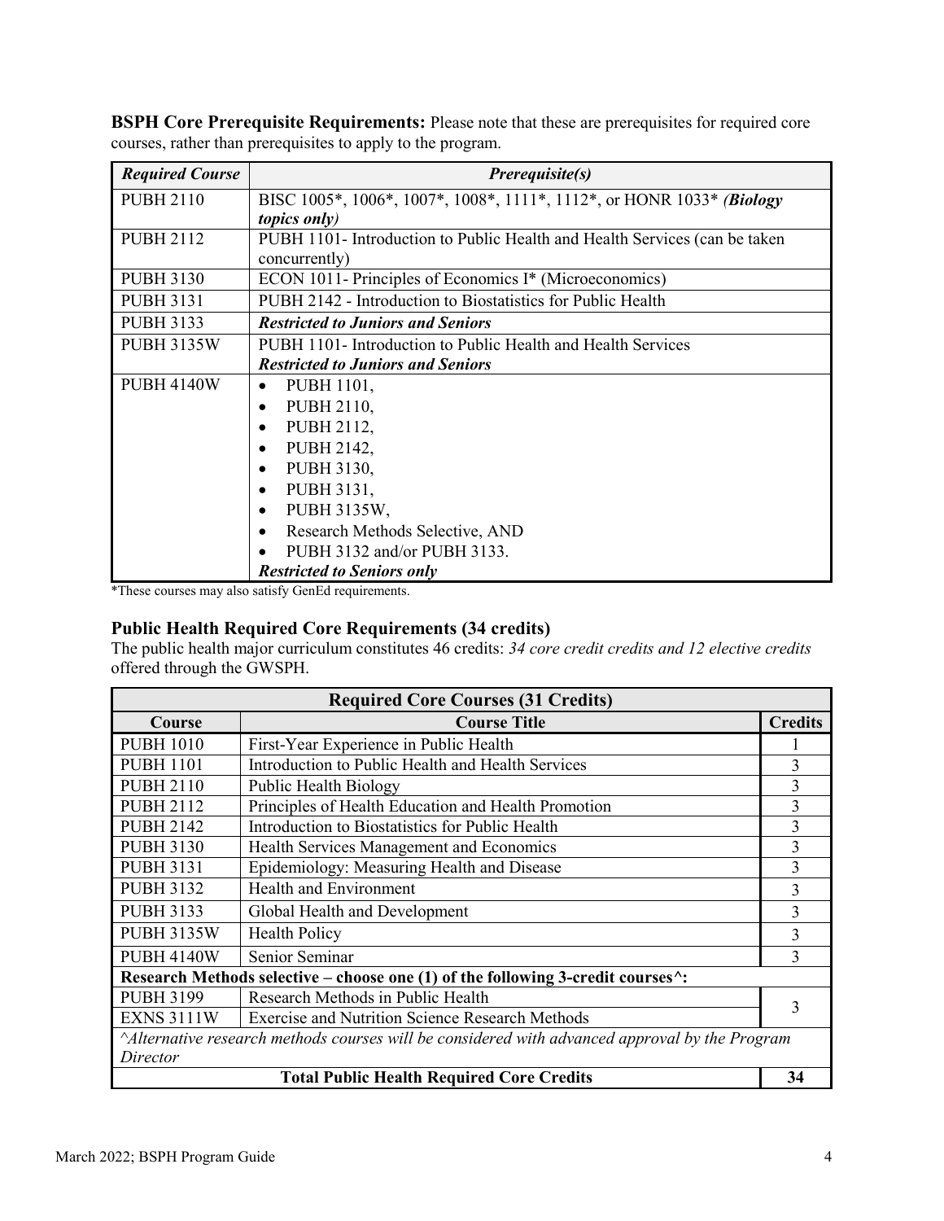**BSPH Core Prerequisite Requirements:** Please note that these are prerequisites for required core courses, rather than prerequisites to apply to the program.

| *Required Course* | *Prerequisite(s)* |
|---|---|
| PUBH 2110 | BISC 1005*, 1006*, 1007*, 1008*, 1111*, 1112*, or HONR 1033* *(**Biology** topics only)* |
| PUBH 2112 | PUBH 1101- Introduction to Public Health and Health Services (can be taken concurrently) |
| PUBH 3130 | ECON 1011- Principles of Economics I* (Microeconomics) |
| PUBH 3131 | PUBH 2142 - Introduction to Biostatistics for Public Health |
| PUBH 3133 | ***Restricted to Juniors and Seniors*** |
| PUBH 3135W | PUBH 1101- Introduction to Public Health and Health Services<br>***Restricted to Juniors and Seniors*** |
| PUBH 4140W | • PUBH 1101,<br>• PUBH 2110,<br>• PUBH 2112,<br>• PUBH 2142,<br>• PUBH 3130,<br>• PUBH 3131,<br>• PUBH 3135W,<br>• Research Methods Selective, AND<br>• PUBH 3132 and/or PUBH 3133.<br>***Restricted to Seniors only*** |

*These courses may also satisfy GenEd requirements.

### Public Health Required Core Requirements (34 credits)

The public health major curriculum constitutes 46 credits: *34 core credit credits and 12 elective credits* offered through the GWSPH.

| **Required Core Courses (31 Credits)** | | |
|---|---|---|
| **Course** | **Course Title** | **Credits** |
| PUBH 1010 | First-Year Experience in Public Health | 1 |
| PUBH 1101 | Introduction to Public Health and Health Services | 3 |
| PUBH 2110 | Public Health Biology | 3 |
| PUBH 2112 | Principles of Health Education and Health Promotion | 3 |
| PUBH 2142 | Introduction to Biostatistics for Public Health | 3 |
| PUBH 3130 | Health Services Management and Economics | 3 |
| PUBH 3131 | Epidemiology: Measuring Health and Disease | 3 |
| PUBH 3132 | Health and Environment | 3 |
| PUBH 3133 | Global Health and Development | 3 |
| PUBH 3135W | Health Policy | 3 |
| PUBH 4140W | Senior Seminar | 3 |
| **Research Methods selective – choose one (1) of the following 3-credit courses^:** | | |
| PUBH 3199 | Research Methods in Public Health | 3 |
| EXNS 3111W | Exercise and Nutrition Science Research Methods | |
| *^Alternative research methods courses will be considered with advanced approval by the Program Director* | | |
| **Total Public Health Required Core Credits** | | **34** |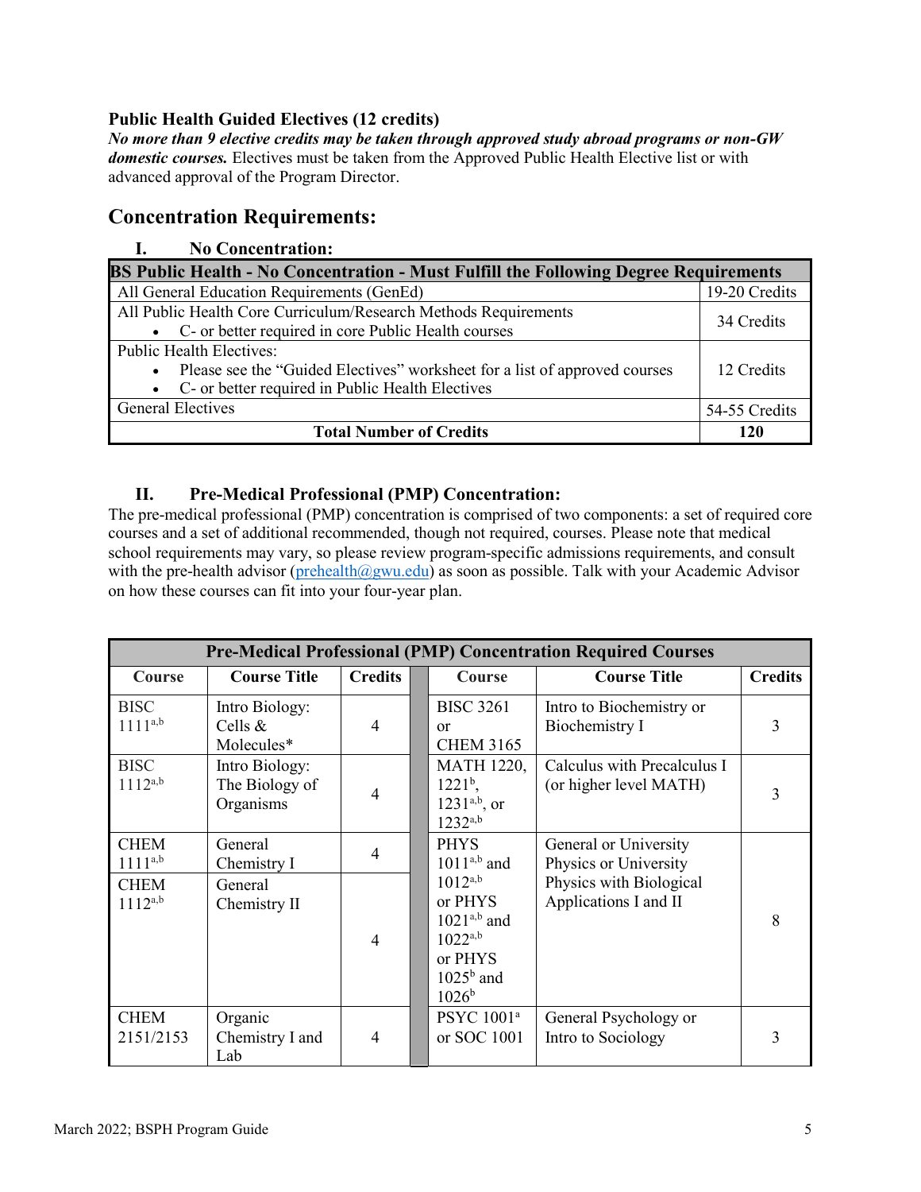**Public Health Guided Electives (12 credits)**
***No more than 9 elective credits may be taken through approved study abroad programs or non-GW domestic courses.*** Electives must be taken from the Approved Public Health Elective list or with advanced approval of the Program Director.

## Concentration Requirements:

### I. No Concentration:

| BS Public Health - No Concentration - Must Fulfill the Following Degree Requirements | |
|---|---|
| All General Education Requirements (GenEd) | 19-20 Credits |
| All Public Health Core Curriculum/Research Methods Requirements<br>• C- or better required in core Public Health courses | 34 Credits |
| Public Health Electives:<br>• Please see the "Guided Electives" worksheet for a list of approved courses<br>• C- or better required in Public Health Electives | 12 Credits |
| General Electives | 54-55 Credits |
| **Total Number of Credits** | **120** |

### II. Pre-Medical Professional (PMP) Concentration:

The pre-medical professional (PMP) concentration is comprised of two components: a set of required core courses and a set of additional recommended, though not required, courses. Please note that medical school requirements may vary, so please review program-specific admissions requirements, and consult with the pre-health advisor (prehealth@gwu.edu) as soon as possible. Talk with your Academic Advisor on how these courses can fit into your four-year plan.

| Pre-Medical Professional (PMP) Concentration Required Courses | | | | | |
|---|---|---|---|---|---|
| **Course** | **Course Title** | **Credits** | **Course** | **Course Title** | **Credits** |
| BISC 1111[a,b] | Intro Biology: Cells & Molecules* | 4 | BISC 3261 or CHEM 3165 | Intro to Biochemistry or Biochemistry I | 3 |
| BISC 1112[a,b] | Intro Biology: The Biology of Organisms | 4 | MATH 1220, 1221[b], 1231[a,b], or 1232[a,b] | Calculus with Precalculus I (or higher level MATH) | 3 |
| CHEM 1111[a,b] | General Chemistry I | 4 | PHYS 1011[a,b] and 1012[a,b] or PHYS 1021[a,b] and 1022[a,b] or PHYS 1025[b] and 1026[b] | General or University Physics or University Physics with Biological Applications I and II | 8 |
| CHEM 1112[a,b] | General Chemistry II | 4 | | | |
| CHEM 2151/2153 | Organic Chemistry I and Lab | 4 | PSYC 1001[a] or SOC 1001 | General Psychology or Intro to Sociology | 3 |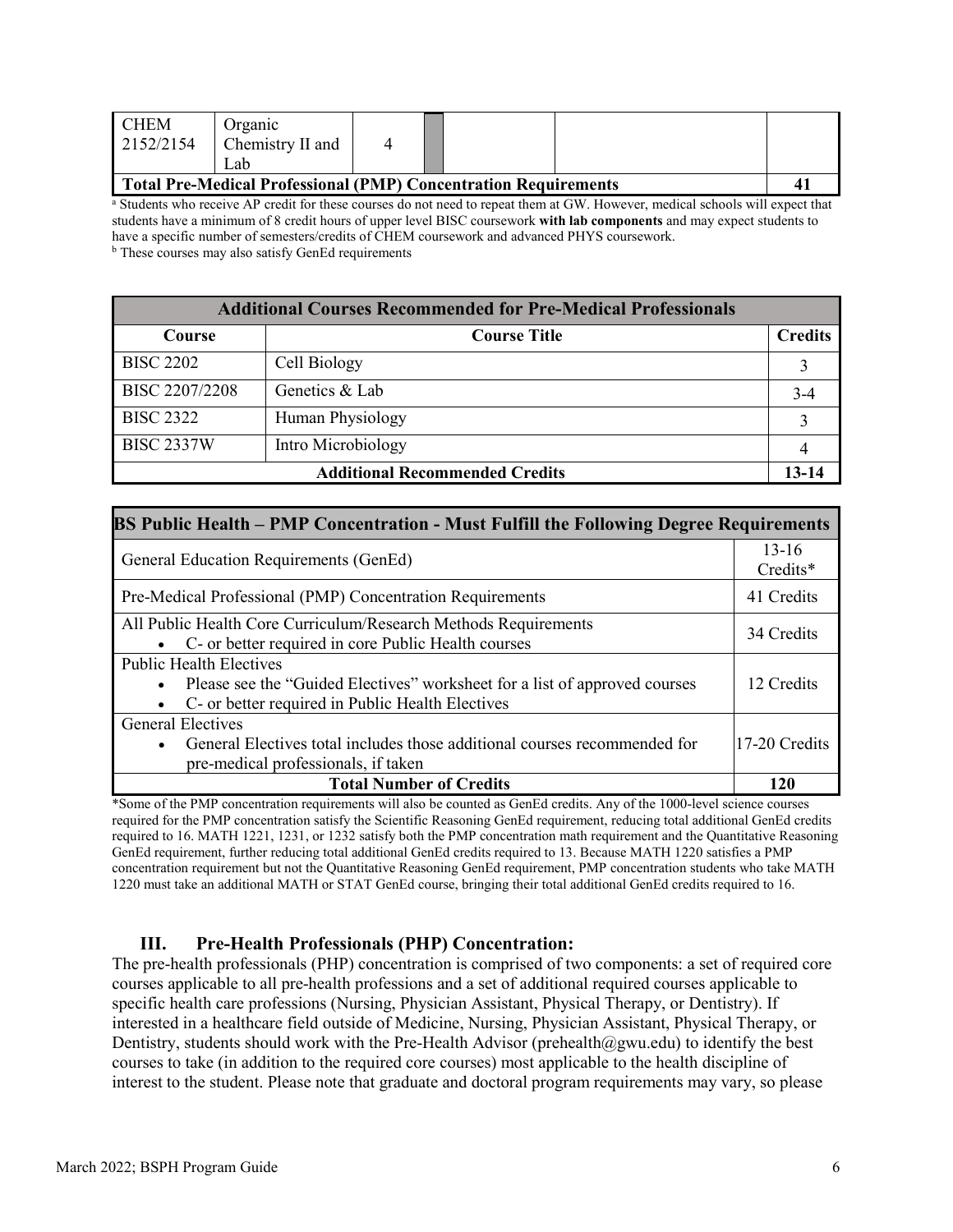| CHEM 2152/2154 | Organic Chemistry II and Lab | 4 | | | | |
|---|---|---|---|---|---|---|
| **Total Pre-Medical Professional (PMP) Concentration Requirements** | | | | | | **41** |

[a] Students who receive AP credit for these courses do not need to repeat them at GW. However, medical schools will expect that students have a minimum of 8 credit hours of upper level BISC coursework **with lab components** and may expect students to have a specific number of semesters/credits of CHEM coursework and advanced PHYS coursework.
[b] These courses may also satisfy GenEd requirements

| **Additional Courses Recommended for Pre-Medical Professionals** | | |
|---|---|---|
| **Course** | **Course Title** | **Credits** |
| BISC 2202 | Cell Biology | 3 |
| BISC 2207/2208 | Genetics & Lab | 3-4 |
| BISC 2322 | Human Physiology | 3 |
| BISC 2337W | Intro Microbiology | 4 |
| **Additional Recommended Credits** | | **13-14** |

| **BS Public Health – PMP Concentration - Must Fulfill the Following Degree Requirements** | |
|---|---|
| General Education Requirements (GenEd) | 13-16 Credits* |
| Pre-Medical Professional (PMP) Concentration Requirements | 41 Credits |
| All Public Health Core Curriculum/Research Methods Requirements<br>• C- or better required in core Public Health courses | 34 Credits |
| Public Health Electives<br>• Please see the "Guided Electives" worksheet for a list of approved courses<br>• C- or better required in Public Health Electives | 12 Credits |
| General Electives<br>• General Electives total includes those additional courses recommended for pre-medical professionals, if taken | 17-20 Credits |
| **Total Number of Credits** | **120** |

*Some of the PMP concentration requirements will also be counted as GenEd credits. Any of the 1000-level science courses required for the PMP concentration satisfy the Scientific Reasoning GenEd requirement, reducing total additional GenEd credits required to 16. MATH 1221, 1231, or 1232 satisfy both the PMP concentration math requirement and the Quantitative Reasoning GenEd requirement, further reducing total additional GenEd credits required to 13. Because MATH 1220 satisfies a PMP concentration requirement but not the Quantitative Reasoning GenEd requirement, PMP concentration students who take MATH 1220 must take an additional MATH or STAT GenEd course, bringing their total additional GenEd credits required to 16.

## III. Pre-Health Professionals (PHP) Concentration:

The pre-health professionals (PHP) concentration is comprised of two components: a set of required core courses applicable to all pre-health professions and a set of additional required courses applicable to specific health care professions (Nursing, Physician Assistant, Physical Therapy, or Dentistry). If interested in a healthcare field outside of Medicine, Nursing, Physician Assistant, Physical Therapy, or Dentistry, students should work with the Pre-Health Advisor (prehealth@gwu.edu) to identify the best courses to take (in addition to the required core courses) most applicable to the health discipline of interest to the student. Please note that graduate and doctoral program requirements may vary, so please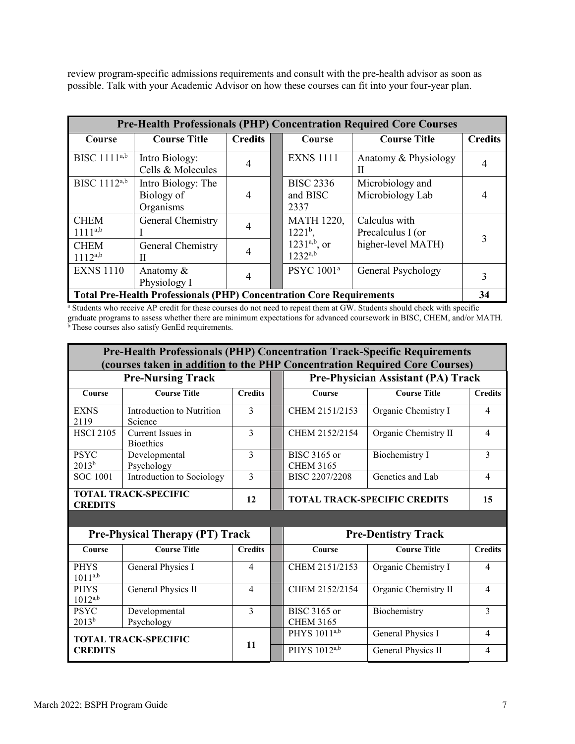review program-specific admissions requirements and consult with the pre-health advisor as soon as possible. Talk with your Academic Advisor on how these courses can fit into your four-year plan.

| Pre-Health Professionals (PHP) Concentration Required Core Courses | | | | | |
|---|---|---|---|---|---|
| **Course** | **Course Title** | **Credits** | **Course** | **Course Title** | **Credits** |
| BISC 1111[a,b] | Intro Biology: Cells & Molecules | 4 | EXNS 1111 | Anatomy & Physiology II | 4 |
| BISC 1112[a,b] | Intro Biology: The Biology of Organisms | 4 | BISC 2336 and BISC 2337 | Microbiology and Microbiology Lab | 4 |
| CHEM 1111[a,b] | General Chemistry I | 4 | MATH 1220, 1221[b], 1231[a,b], or 1232[a,b] | Calculus with Precalculus I (or higher-level MATH) | 3 |
| CHEM 1112[a,b] | General Chemistry II | 4 | | | |
| EXNS 1110 | Anatomy & Physiology I | 4 | PSYC 1001[a] | General Psychology | 3 |
| **Total Pre-Health Professionals (PHP) Concentration Core Requirements** | | | | | **34** |

[a] Students who receive AP credit for these courses do not need to repeat them at GW. Students should check with specific graduate programs to assess whether there are minimum expectations for advanced coursework in BISC, CHEM, and/or MATH.
[b] These courses also satisfy GenEd requirements.

| Pre-Health Professionals (PHP) Concentration Track-Specific Requirements (courses taken in addition to the PHP Concentration Required Core Courses) | | | | | |
|---|---|---|---|---|---|
| **Pre-Nursing Track** | | | **Pre-Physician Assistant (PA) Track** | | |
| **Course** | **Course Title** | **Credits** | **Course** | **Course Title** | **Credits** |
| EXNS 2119 | Introduction to Nutrition Science | 3 | CHEM 2151/2153 | Organic Chemistry I | 4 |
| HSCI 2105 | Current Issues in Bioethics | 3 | CHEM 2152/2154 | Organic Chemistry II | 4 |
| PSYC 2013[b] | Developmental Psychology | 3 | BISC 3165 or CHEM 3165 | Biochemistry I | 3 |
| SOC 1001 | Introduction to Sociology | 3 | BISC 2207/2208 | Genetics and Lab | 4 |
| **TOTAL TRACK-SPECIFIC CREDITS** | | **12** | **TOTAL TRACK-SPECIFIC CREDITS** | | **15** |
| **Pre-Physical Therapy (PT) Track** | | | **Pre-Dentistry Track** | | |
| **Course** | **Course Title** | **Credits** | **Course** | **Course Title** | **Credits** |
| PHYS 1011[a,b] | General Physics I | 4 | CHEM 2151/2153 | Organic Chemistry I | 4 |
| PHYS 1012[a,b] | General Physics II | 4 | CHEM 2152/2154 | Organic Chemistry II | 4 |
| PSYC 2013[b] | Developmental Psychology | 3 | BISC 3165 or CHEM 3165 | Biochemistry | 3 |
| **TOTAL TRACK-SPECIFIC CREDITS** | | **11** | PHYS 1011[a,b] | General Physics I | 4 |
| | | | PHYS 1012[a,b] | General Physics II | 4 |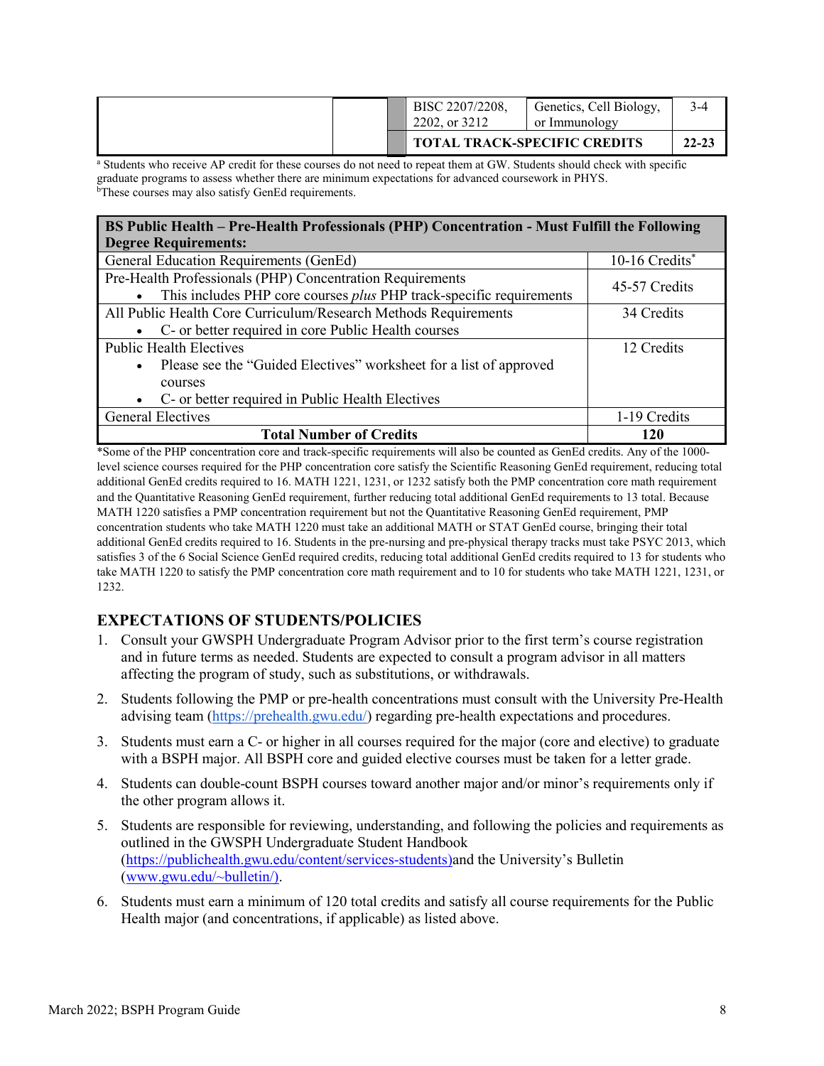| | | | | |
|---|---|---|---|---|
| | | BISC 2207/2208, 2202, or 3212 | Genetics, Cell Biology, or Immunology | 3-4 |
| | | **TOTAL TRACK-SPECIFIC CREDITS** | | **22-23** |

[a] Students who receive AP credit for these courses do not need to repeat them at GW. Students should check with specific graduate programs to assess whether there are minimum expectations for advanced coursework in PHYS.
[b]These courses may also satisfy GenEd requirements.

| **BS Public Health – Pre-Health Professionals (PHP) Concentration - Must Fulfill the Following Degree Requirements:** | |
|---|---|
| General Education Requirements (GenEd) | 10-16 Credits* |
| Pre-Health Professionals (PHP) Concentration Requirements<br>• This includes PHP core courses *plus* PHP track-specific requirements | 45-57 Credits |
| All Public Health Core Curriculum/Research Methods Requirements<br>• C- or better required in core Public Health courses | 34 Credits |
| Public Health Electives<br>• Please see the "Guided Electives" worksheet for a list of approved courses<br>• C- or better required in Public Health Electives | 12 Credits |
| General Electives | 1-19 Credits |
| **Total Number of Credits** | **120** |

*Some of the PHP concentration core and track-specific requirements will also be counted as GenEd credits. Any of the 1000-level science courses required for the PHP concentration core satisfy the Scientific Reasoning GenEd requirement, reducing total additional GenEd credits required to 16. MATH 1221, 1231, or 1232 satisfy both the PMP concentration core math requirement and the Quantitative Reasoning GenEd requirement, further reducing total additional GenEd requirements to 13 total. Because MATH 1220 satisfies a PMP concentration requirement but not the Quantitative Reasoning GenEd requirement, PMP concentration students who take MATH 1220 must take an additional MATH or STAT GenEd course, bringing their total additional GenEd credits required to 16. Students in the pre-nursing and pre-physical therapy tracks must take PSYC 2013, which satisfies 3 of the 6 Social Science GenEd required credits, reducing total additional GenEd credits required to 13 for students who take MATH 1220 to satisfy the PMP concentration core math requirement and to 10 for students who take MATH 1221, 1231, or 1232.

## EXPECTATIONS OF STUDENTS/POLICIES

1. Consult your GWSPH Undergraduate Program Advisor prior to the first term's course registration and in future terms as needed. Students are expected to consult a program advisor in all matters affecting the program of study, such as substitutions, or withdrawals.
2. Students following the PMP or pre-health concentrations must consult with the University Pre-Health advising team (https://prehealth.gwu.edu/) regarding pre-health expectations and procedures.
3. Students must earn a C- or higher in all courses required for the major (core and elective) to graduate with a BSPH major. All BSPH core and guided elective courses must be taken for a letter grade.
4. Students can double-count BSPH courses toward another major and/or minor's requirements only if the other program allows it.
5. Students are responsible for reviewing, understanding, and following the policies and requirements as outlined in the GWSPH Undergraduate Student Handbook (https://publichealth.gwu.edu/content/services-students)and the University's Bulletin (www.gwu.edu/~bulletin/).
6. Students must earn a minimum of 120 total credits and satisfy all course requirements for the Public Health major (and concentrations, if applicable) as listed above.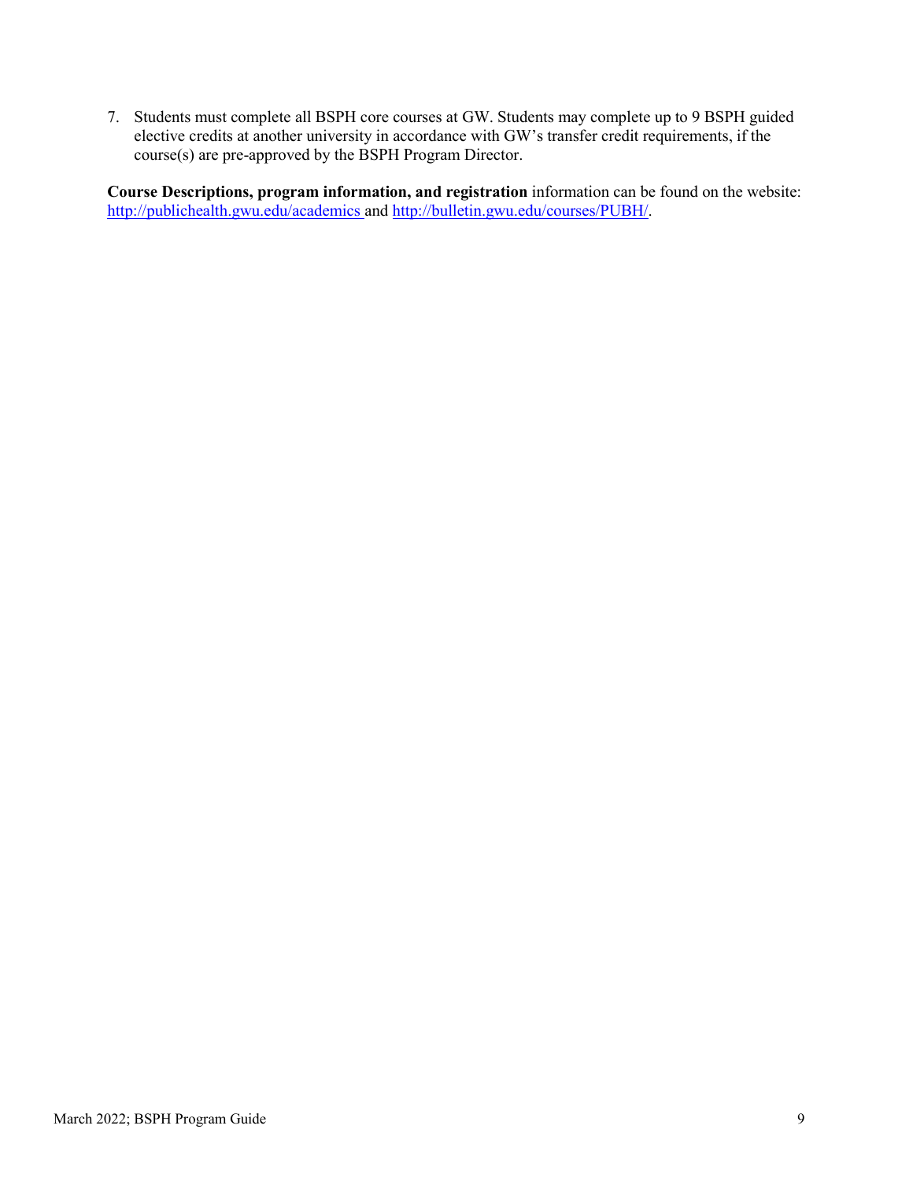7. Students must complete all BSPH core courses at GW. Students may complete up to 9 BSPH guided elective credits at another university in accordance with GW's transfer credit requirements, if the course(s) are pre-approved by the BSPH Program Director.

**Course Descriptions, program information, and registration** information can be found on the website: [http://publichealth.gwu.edu/academics](http://publichealth.gwu.edu/academics) and [http://bulletin.gwu.edu/courses/PUBH/](http://bulletin.gwu.edu/courses/PUBH/).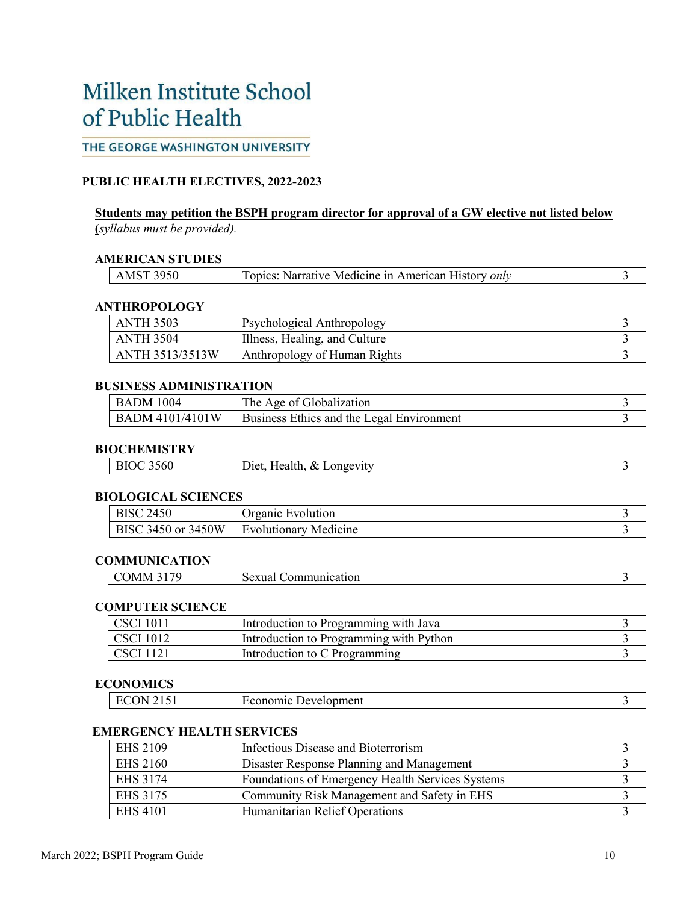# Milken Institute School of Public Health

THE GEORGE WASHINGTON UNIVERSITY

**PUBLIC HEALTH ELECTIVES, 2022-2023**

**Students may petition the BSPH program director for approval of a GW elective not listed below (***syllabus must be provided).*

**AMERICAN STUDIES**

| | | |
|---|---|---|
| AMST 3950 | Topics: Narrative Medicine in American History *only* | 3 |

**ANTHROPOLOGY**

| | | |
|---|---|---|
| ANTH 3503 | Psychological Anthropology | 3 |
| ANTH 3504 | Illness, Healing, and Culture | 3 |
| ANTH 3513/3513W | Anthropology of Human Rights | 3 |

**BUSINESS ADMINISTRATION**

| | | |
|---|---|---|
| BADM 1004 | The Age of Globalization | 3 |
| BADM 4101/4101W | Business Ethics and the Legal Environment | 3 |

**BIOCHEMISTRY**

| | | |
|---|---|---|
| BIOC 3560 | Diet, Health, & Longevity | 3 |

**BIOLOGICAL SCIENCES**

| | | |
|---|---|---|
| BISC 2450 | Organic Evolution | 3 |
| BISC 3450 or 3450W | Evolutionary Medicine | 3 |

**COMMUNICATION**

| | | |
|---|---|---|
| COMM 3179 | Sexual Communication | 3 |

**COMPUTER SCIENCE**

| | | |
|---|---|---|
| CSCI 1011 | Introduction to Programming with Java | 3 |
| CSCI 1012 | Introduction to Programming with Python | 3 |
| CSCI 1121 | Introduction to C Programming | 3 |

**ECONOMICS**

| | | |
|---|---|---|
| ECON 2151 | Economic Development | 3 |

**EMERGENCY HEALTH SERVICES**

| | | |
|---|---|---|
| EHS 2109 | Infectious Disease and Bioterrorism | 3 |
| EHS 2160 | Disaster Response Planning and Management | 3 |
| EHS 3174 | Foundations of Emergency Health Services Systems | 3 |
| EHS 3175 | Community Risk Management and Safety in EHS | 3 |
| EHS 4101 | Humanitarian Relief Operations | 3 |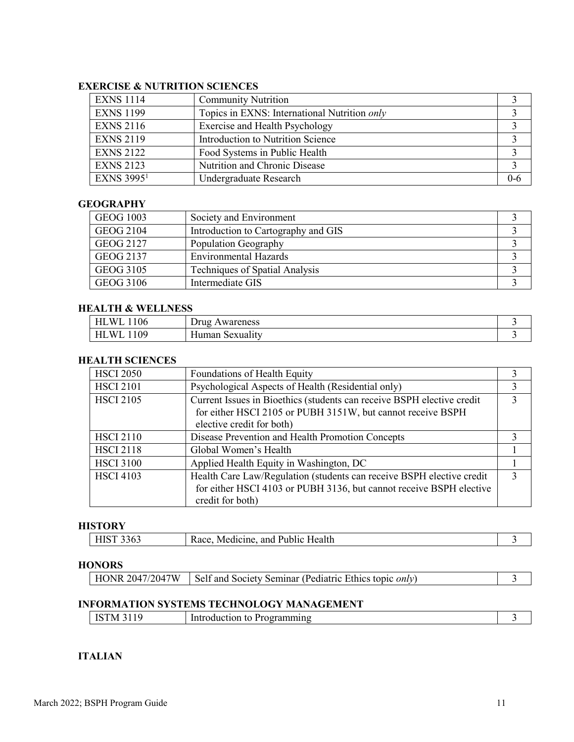**EXERCISE & NUTRITION SCIENCES**

| | | |
|---|---|---|
| EXNS 1114 | Community Nutrition | 3 |
| EXNS 1199 | Topics in EXNS: International Nutrition *only* | 3 |
| EXNS 2116 | Exercise and Health Psychology | 3 |
| EXNS 2119 | Introduction to Nutrition Science | 3 |
| EXNS 2122 | Food Systems in Public Health | 3 |
| EXNS 2123 | Nutrition and Chronic Disease | 3 |
| EXNS 3995[1] | Undergraduate Research | 0-6 |

**GEOGRAPHY**

| | | |
|---|---|---|
| GEOG 1003 | Society and Environment | 3 |
| GEOG 2104 | Introduction to Cartography and GIS | 3 |
| GEOG 2127 | Population Geography | 3 |
| GEOG 2137 | Environmental Hazards | 3 |
| GEOG 3105 | Techniques of Spatial Analysis | 3 |
| GEOG 3106 | Intermediate GIS | 3 |

**HEALTH & WELLNESS**

| | | |
|---|---|---|
| HLWL 1106 | Drug Awareness | 3 |
| HLWL 1109 | Human Sexuality | 3 |

**HEALTH SCIENCES**

| | | |
|---|---|---|
| HSCI 2050 | Foundations of Health Equity | 3 |
| HSCI 2101 | Psychological Aspects of Health (Residential only) | 3 |
| HSCI 2105 | Current Issues in Bioethics (students can receive BSPH elective credit for either HSCI 2105 or PUBH 3151W, but cannot receive BSPH elective credit for both) | 3 |
| HSCI 2110 | Disease Prevention and Health Promotion Concepts | 3 |
| HSCI 2118 | Global Women's Health | 1 |
| HSCI 3100 | Applied Health Equity in Washington, DC | 1 |
| HSCI 4103 | Health Care Law/Regulation (students can receive BSPH elective credit for either HSCI 4103 or PUBH 3136, but cannot receive BSPH elective credit for both) | 3 |

**HISTORY**

| | | |
|---|---|---|
| HIST 3363 | Race, Medicine, and Public Health | 3 |

**HONORS**

| | | |
|---|---|---|
| HONR 2047/2047W | Self and Society Seminar (Pediatric Ethics topic *only*) | 3 |

**INFORMATION SYSTEMS TECHNOLOGY MANAGEMENT**

| | | |
|---|---|---|
| ISTM 3119 | Introduction to Programming | 3 |

**ITALIAN**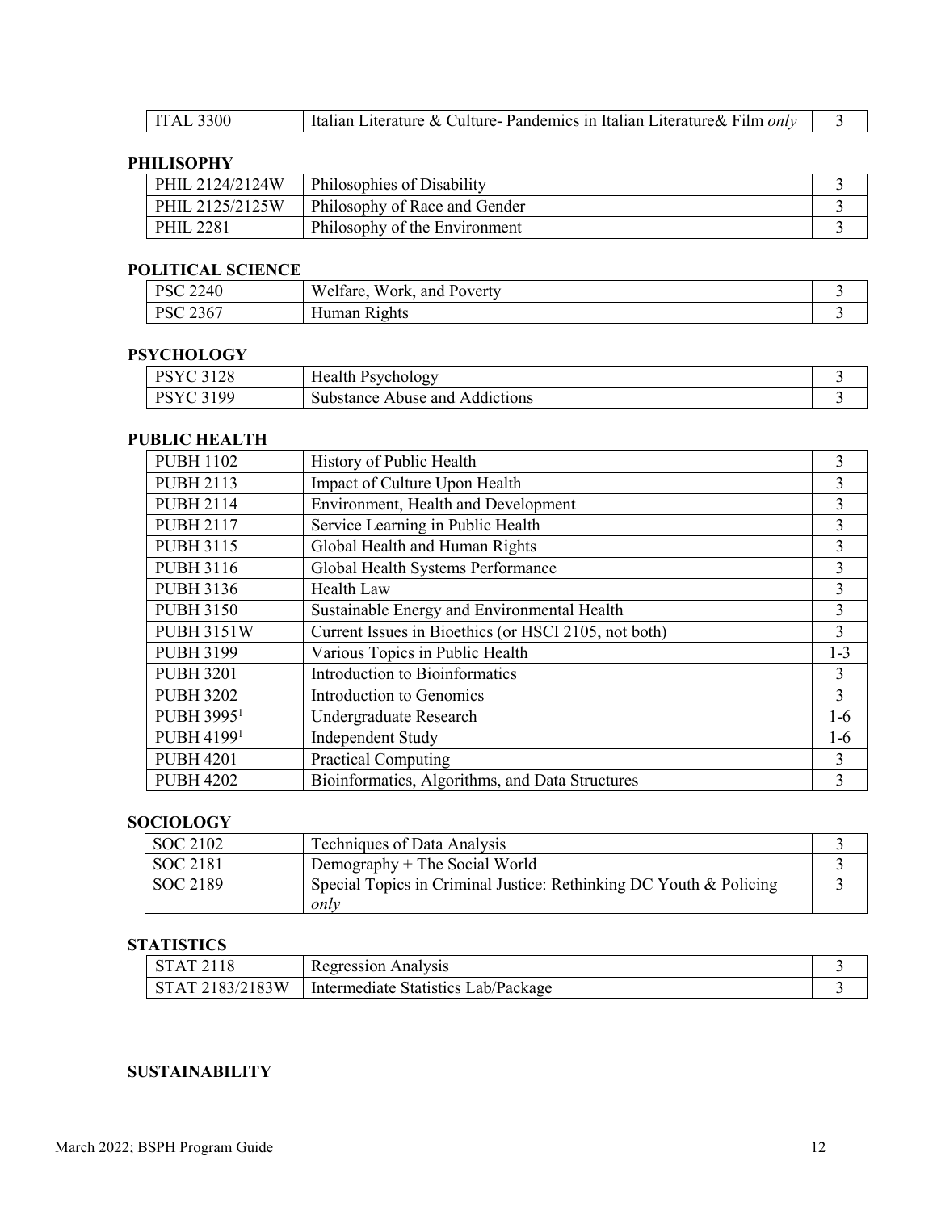| ITAL 3300 | Italian Literature & Culture- Pandemics in Italian Literature& Film *only* | 3 |
|---|---|---|

**PHILISOPHY**

| PHIL 2124/2124W | Philosophies of Disability | 3 |
|---|---|---|
| PHIL 2125/2125W | Philosophy of Race and Gender | 3 |
| PHIL 2281 | Philosophy of the Environment | 3 |

**POLITICAL SCIENCE**

| PSC 2240 | Welfare, Work, and Poverty | 3 |
|---|---|---|
| PSC 2367 | Human Rights | 3 |

**PSYCHOLOGY**

| PSYC 3128 | Health Psychology | 3 |
|---|---|---|
| PSYC 3199 | Substance Abuse and Addictions | 3 |

**PUBLIC HEALTH**

| PUBH 1102 | History of Public Health | 3 |
|---|---|---|
| PUBH 2113 | Impact of Culture Upon Health | 3 |
| PUBH 2114 | Environment, Health and Development | 3 |
| PUBH 2117 | Service Learning in Public Health | 3 |
| PUBH 3115 | Global Health and Human Rights | 3 |
| PUBH 3116 | Global Health Systems Performance | 3 |
| PUBH 3136 | Health Law | 3 |
| PUBH 3150 | Sustainable Energy and Environmental Health | 3 |
| PUBH 3151W | Current Issues in Bioethics (or HSCI 2105, not both) | 3 |
| PUBH 3199 | Various Topics in Public Health | 1-3 |
| PUBH 3201 | Introduction to Bioinformatics | 3 |
| PUBH 3202 | Introduction to Genomics | 3 |
| PUBH 3995[1] | Undergraduate Research | 1-6 |
| PUBH 4199[1] | Independent Study | 1-6 |
| PUBH 4201 | Practical Computing | 3 |
| PUBH 4202 | Bioinformatics, Algorithms, and Data Structures | 3 |

**SOCIOLOGY**

| SOC 2102 | Techniques of Data Analysis | 3 |
|---|---|---|
| SOC 2181 | Demography + The Social World | 3 |
| SOC 2189 | Special Topics in Criminal Justice: Rethinking DC Youth & Policing *only* | 3 |

**STATISTICS**

| STAT 2118 | Regression Analysis | 3 |
|---|---|---|
| STAT 2183/2183W | Intermediate Statistics Lab/Package | 3 |

**SUSTAINABILITY**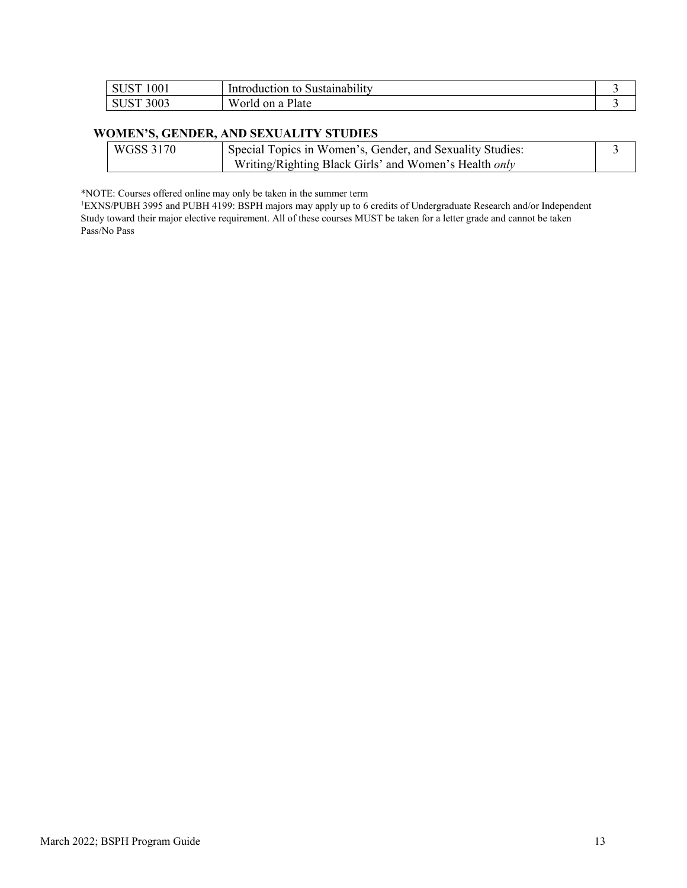| | | |
|---|---|---|
| SUST 1001 | Introduction to Sustainability | 3 |
| SUST 3003 | World on a Plate | 3 |

### WOMEN'S, GENDER, AND SEXUALITY STUDIES

| | | |
|---|---|---|
| WGSS 3170 | Special Topics in Women's, Gender, and Sexuality Studies: Writing/Righting Black Girls' and Women's Health *only* | 3 |

*NOTE: Courses offered online may only be taken in the summer term

[1]EXNS/PUBH 3995 and PUBH 4199: BSPH majors may apply up to 6 credits of Undergraduate Research and/or Independent Study toward their major elective requirement. All of these courses MUST be taken for a letter grade and cannot be taken Pass/No Pass